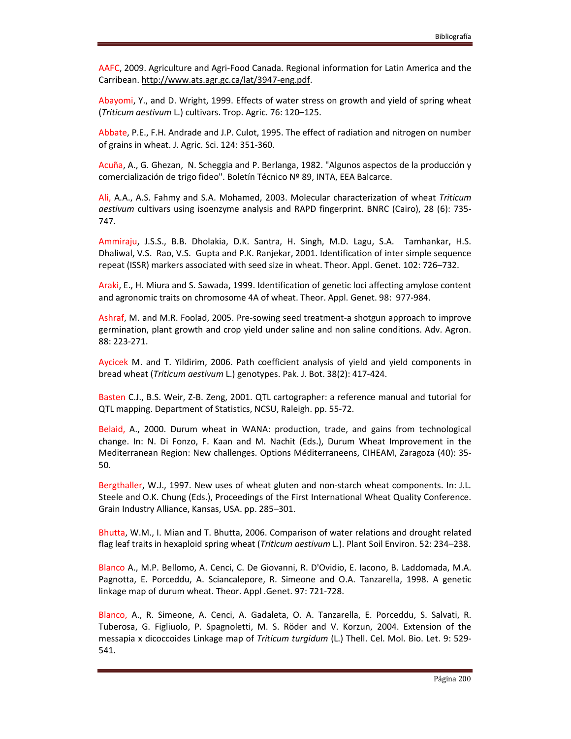AAFC, 2009. Agriculture and Agri-Food Canada. Regional information for Latin America and the Carribean. http://www.ats.agr.gc.ca/lat/3947-eng.pdf.

Abayomi, Y., and D. Wright, 1999. Effects of water stress on growth and yield of spring wheat (*Triticum aestivum* L.) cultivars. Trop. Agric. 76: 120–125.

Abbate, P.E., F.H. Andrade and J.P. Culot, 1995. The effect of radiation and nitrogen on number of grains in wheat. J. Agric. Sci. 124: 351-360.

Acuña, A., G. Ghezan, N. Scheggia and P. Berlanga, 1982. "Algunos aspectos de la producción y comercialización de trigo fideo". Boletín Técnico Nº 89, INTA, EEA Balcarce.

Ali, A.A., A.S. Fahmy and S.A. Mohamed, 2003. Molecular characterization of wheat *Triticum aestivum* cultivars using isoenzyme analysis and RAPD fingerprint. BNRC (Cairo), 28 (6): 735-747.

Ammiraju, J.S.S., B.B. Dholakia, D.K. Santra, H. Singh, M.D. Lagu, S.A. Tamhankar, H.S. Dhaliwal, V.S. Rao, V.S. Gupta and P.K. Ranjekar, 2001. Identification of inter simple sequence repeat (ISSR) markers associated with seed size in wheat. Theor. Appl. Genet. 102: 726–732.

Araki, E., H. Miura and S. Sawada, 1999. Identification of genetic loci affecting amylose content and agronomic traits on chromosome 4A of wheat. Theor. Appl. Genet. 98: 977-984.

Ashraf, M. and M.R. Foolad, 2005. Pre-sowing seed treatment-a shotgun approach to improve germination, plant growth and crop yield under saline and non saline conditions. Adv. Agron. 88: 223-271.

Aycicek M. and T. Yildirim, 2006. Path coefficient analysis of yield and yield components in bread wheat (*Triticum aestivum* L.) genotypes. Pak. J. Bot. 38(2): 417-424.

Basten C.J., B.S. Weir, Z-B. Zeng, 2001. QTL cartographer: a reference manual and tutorial for QTL mapping. Department of Statistics, NCSU, Raleigh. pp. 55-72.

Belaid, A., 2000. Durum wheat in WANA: production, trade, and gains from technological change. In: N. Di Fonzo, F. Kaan and M. Nachit (Eds.), Durum Wheat Improvement in the Mediterranean Region: New challenges. Options Méditerraneens, CIHEAM, Zaragoza (40): 35-50.

Bergthaller, W.J., 1997. New uses of wheat gluten and non-starch wheat components. In: J.L. Steele and O.K. Chung (Eds.), Proceedings of the First International Wheat Quality Conference. Grain Industry Alliance, Kansas, USA. pp. 285–301.

Bhutta, W.M., I. Mian and T. Bhutta, 2006. Comparison of water relations and drought related flag leaf traits in hexaploid spring wheat (*Triticum aestivum* L.). Plant Soil Environ. 52: 234–238.

Blanco A., M.P. Bellomo, A. Cenci, C. De Giovanni, R. D'Ovidio, E. Iacono, B. Laddomada, M.A. Pagnotta, E. Porceddu, A. Sciancalepore, R. Simeone and O.A. Tanzarella, 1998. A genetic linkage map of durum wheat. Theor. Appl .Genet. 97: 721-728.

Blanco, A., R. Simeone, A. Cenci, A. Gadaleta, O. A. Tanzarella, E. Porceddu, S. Salvati, R. Tuberosa, G. Figliuolo, P. Spagnoletti, M. S. Röder and V. Korzun, 2004. Extension of the messapia x dicoccoides Linkage map of *Triticum turgidum* (L.) Thell. Cel. Mol. Bio. Let. 9: 529-541.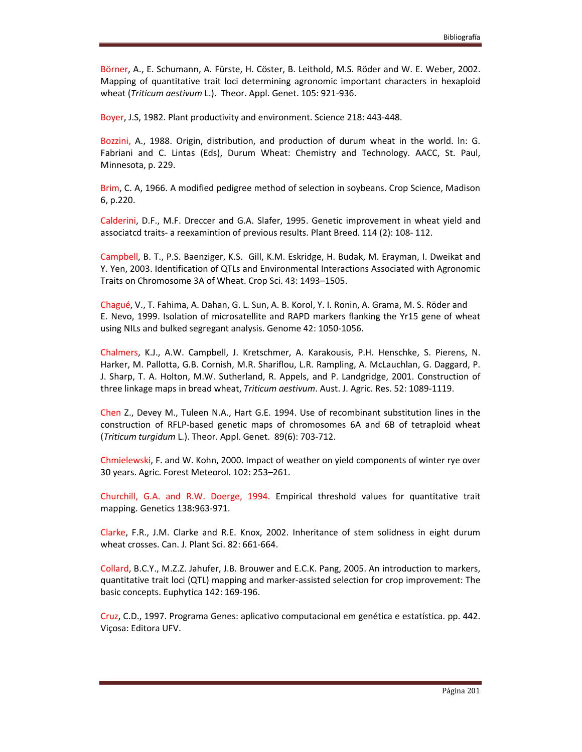Börner, A., E. Schumann, A. Fürste, H. Cöster, B. Leithold, M.S. Röder and W. E. Weber, 2002. Mapping of quantitative trait loci determining agronomic important characters in hexaploid wheat (*Triticum aestivum* L.). Theor. Appl. Genet. 105: 921-936.

Boyer, J.S, 1982. Plant productivity and environment. Science 218: 443-448.

Bozzini, A., 1988. Origin, distribution, and production of durum wheat in the world. In: G. Fabriani and C. Lintas (Eds), Durum Wheat: Chemistry and Technology. AACC, St. Paul, Minnesota, p. 229.

Brim, C. A, 1966. A modified pedigree method of selection in soybeans. Crop Science, Madison 6, p.220.

Calderini, D.F., M.F. Dreccer and G.A. Slafer, 1995. Genetic improvement in wheat yield and associatcd traits- a reexamintion of previous results. Plant Breed. 114 (2): 108- 112.

Campbell, B. T., P.S. Baenziger, K.S. Gill, K.M. Eskridge, H. Budak, M. Erayman, I. Dweikat and Y. Yen, 2003. Identification of QTLs and Environmental Interactions Associated with Agronomic Traits on Chromosome 3A of Wheat. Crop Sci. 43: 1493–1505.

Chagué, V., T. Fahima, A. Dahan, G. L. Sun, A. B. Korol, Y. I. Ronin, A. Grama, M. S. Röder and E. Nevo, 1999. Isolation of microsatellite and RAPD markers flanking the Yr15 gene of wheat using NILs and bulked segregant analysis. Genome 42: 1050-1056.

Chalmers, K.J., A.W. Campbell, J. Kretschmer, A. Karakousis, P.H. Henschke, S. Pierens, N. Harker, M. Pallotta, G.B. Cornish, M.R. Shariflou, L.R. Rampling, A. McLauchlan, G. Daggard, P. J. Sharp, T. A. Holton, M.W. Sutherland, R. Appels, and P. Landgridge, 2001. Construction of three linkage maps in bread wheat, *Triticum aestivum*. Aust. J. Agric. Res. 52: 1089-1119.

Chen Z., Devey M., Tuleen N.A., Hart G.E. 1994. Use of recombinant substitution lines in the construction of RFLP-based genetic maps of chromosomes 6A and 6B of tetraploid wheat (*Triticum turgidum* L.). Theor. Appl. Genet. 89(6): 703-712.

Chmielewski, F. and W. Kohn, 2000. Impact of weather on yield components of winter rye over 30 years. Agric. Forest Meteorol. 102: 253–261.

Churchill, G.A. and R.W. Doerge, 1994. Empirical threshold values for quantitative trait mapping. Genetics 138**:**963-971.

Clarke, F.R., J.M. Clarke and R.E. Knox, 2002. Inheritance of stem solidness in eight durum wheat crosses. Can. J. Plant Sci. 82: 661-664.

Collard, B.C.Y., M.Z.Z. Jahufer, J.B. Brouwer and E.C.K. Pang, 2005. An introduction to markers, quantitative trait loci (QTL) mapping and marker-assisted selection for crop improvement: The basic concepts. Euphytica 142: 169-196.

Cruz, C.D., 1997. Programa Genes: aplicativo computacional em genética e estatística. pp. 442. Viçosa: Editora UFV.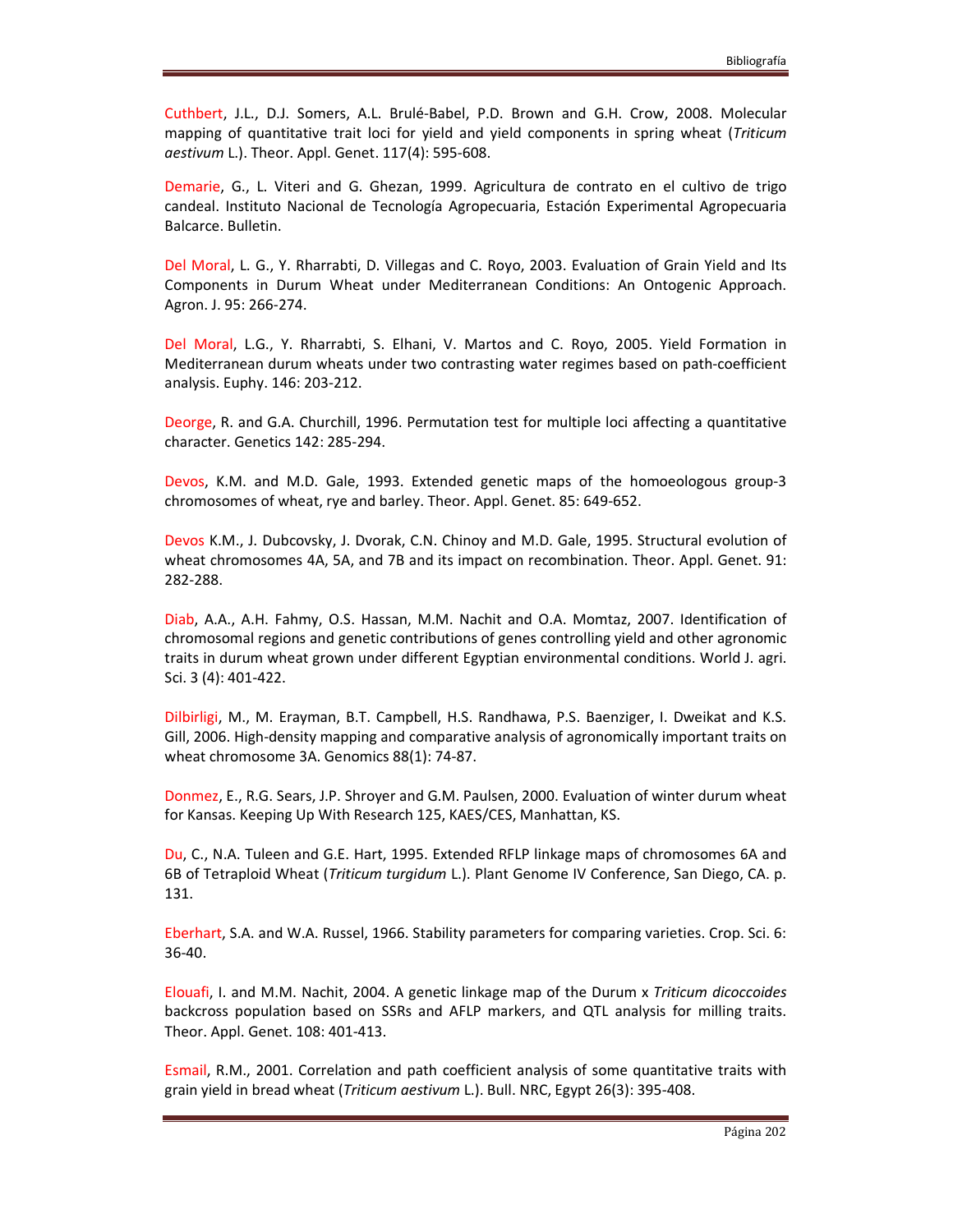Cuthbert, J.L., D.J. Somers, A.L. Brulé-Babel, P.D. Brown and G.H. Crow, 2008. Molecular mapping of quantitative trait loci for yield and yield components in spring wheat (*Triticum aestivum* L.). Theor. Appl. Genet. 117(4): 595-608.

Demarie, G., L. Viteri and G. Ghezan, 1999. Agricultura de contrato en el cultivo de trigo candeal. Instituto Nacional de Tecnología Agropecuaria, Estación Experimental Agropecuaria Balcarce. Bulletin.

Del Moral, L. G., Y. Rharrabti, D. Villegas and C. Royo, 2003. Evaluation of Grain Yield and Its Components in Durum Wheat under Mediterranean Conditions: An Ontogenic Approach. Agron. J. 95: 266-274.

Del Moral, L.G., Y. Rharrabti, S. Elhani, V. Martos and C. Royo, 2005. Yield Formation in Mediterranean durum wheats under two contrasting water regimes based on path-coefficient analysis. Euphy. 146: 203-212.

Deorge, R. and G.A. Churchill, 1996. Permutation test for multiple loci affecting a quantitative character. Genetics 142: 285-294.

Devos, K.M. and M.D. Gale, 1993. Extended genetic maps of the homoeologous group-3 chromosomes of wheat, rye and barley. Theor. Appl. Genet. 85: 649-652.

Devos K.M., J. Dubcovsky, J. Dvorak, C.N. Chinoy and M.D. Gale, 1995. Structural evolution of wheat chromosomes 4A, 5A, and 7B and its impact on recombination. Theor. Appl. Genet. 91: 282-288.

Diab, A.A., A.H. Fahmy, O.S. Hassan, M.M. Nachit and O.A. Momtaz, 2007. Identification of chromosomal regions and genetic contributions of genes controlling yield and other agronomic traits in durum wheat grown under different Egyptian environmental conditions. World J. agri. Sci. 3 (4): 401-422.

Dilbirligi, M., M. Erayman, B.T. Campbell, H.S. Randhawa, P.S. Baenziger, I. Dweikat and K.S. Gill, 2006. High-density mapping and comparative analysis of agronomically important traits on wheat chromosome 3A. Genomics 88(1): 74-87.

Donmez, E., R.G. Sears, J.P. Shroyer and G.M. Paulsen, 2000. Evaluation of winter durum wheat for Kansas. Keeping Up With Research 125, KAES/CES, Manhattan, KS.

Du, C., N.A. Tuleen and G.E. Hart, 1995. Extended RFLP linkage maps of chromosomes 6A and 6B of Tetraploid Wheat (*Triticum turgidum* L.). Plant Genome IV Conference, San Diego, CA. p. 131.

Eberhart, S.A. and W.A. Russel, 1966. Stability parameters for comparing varieties. Crop. Sci. 6: 36-40.

Elouafi, I. and M.M. Nachit, 2004. A genetic linkage map of the Durum x *Triticum dicoccoides* backcross population based on SSRs and AFLP markers, and QTL analysis for milling traits. Theor. Appl. Genet. 108: 401-413.

Esmail, R.M., 2001. Correlation and path coefficient analysis of some quantitative traits with grain yield in bread wheat (*Triticum aestivum* L.). Bull. NRC, Egypt 26(3): 395-408.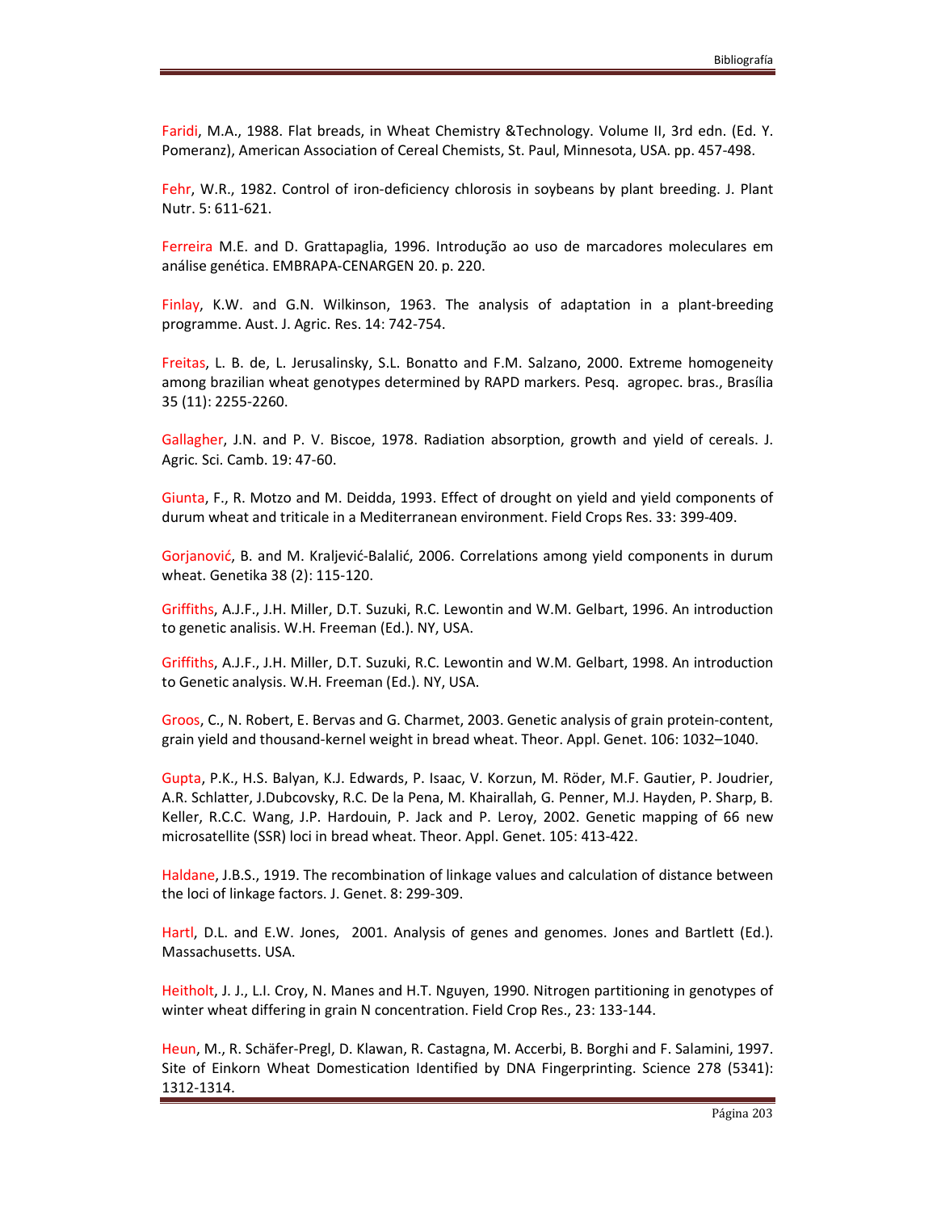Faridi, M.A., 1988. Flat breads, in Wheat Chemistry &Technology. Volume II, 3rd edn. (Ed. Y. Pomeranz), American Association of Cereal Chemists, St. Paul, Minnesota, USA. pp. 457-498.

Fehr, W.R., 1982. Control of iron-deficiency chlorosis in soybeans by plant breeding. J. Plant Nutr. 5: 611-621.

Ferreira M.E. and D. Grattapaglia, 1996. Introdução ao uso de marcadores moleculares em análise genética. EMBRAPA-CENARGEN 20. p. 220.

Finlay, K.W. and G.N. Wilkinson, 1963. The analysis of adaptation in a plant-breeding programme. Aust. J. Agric. Res. 14: 742-754.

Freitas, L. B. de, L. Jerusalinsky, S.L. Bonatto and F.M. Salzano, 2000. Extreme homogeneity among brazilian wheat genotypes determined by RAPD markers. Pesq. agropec. bras., Brasília 35 (11): 2255-2260.

Gallagher, J.N. and P. V. Biscoe, 1978. Radiation absorption, growth and yield of cereals. J. Agric. Sci. Camb. 19: 47-60.

Giunta, F., R. Motzo and M. Deidda, 1993. Effect of drought on yield and yield components of durum wheat and triticale in a Mediterranean environment. Field Crops Res. 33: 399-409.

Gorjanović, B. and M. Kraljević-Balalić, 2006. Correlations among yield components in durum wheat. Genetika 38 (2): 115-120.

Griffiths, A.J.F., J.H. Miller, D.T. Suzuki, R.C. Lewontin and W.M. Gelbart, 1996. An introduction to genetic analisis. W.H. Freeman (Ed.). NY, USA.

Griffiths, A.J.F., J.H. Miller, D.T. Suzuki, R.C. Lewontin and W.M. Gelbart, 1998. An introduction to Genetic analysis. W.H. Freeman (Ed.). NY, USA.

Groos, C., N. Robert, E. Bervas and G. Charmet, 2003. Genetic analysis of grain protein-content, grain yield and thousand-kernel weight in bread wheat. Theor. Appl. Genet. 106: 1032–1040.

Gupta, P.K., H.S. Balyan, K.J. Edwards, P. Isaac, V. Korzun, M. Röder, M.F. Gautier, P. Joudrier, A.R. Schlatter, J.Dubcovsky, R.C. De la Pena, M. Khairallah, G. Penner, M.J. Hayden, P. Sharp, B. Keller, R.C.C. Wang, J.P. Hardouin, P. Jack and P. Leroy, 2002. Genetic mapping of 66 new microsatellite (SSR) loci in bread wheat. Theor. Appl. Genet. 105: 413-422.

Haldane, J.B.S., 1919. The recombination of linkage values and calculation of distance between the loci of linkage factors. J. Genet. 8: 299-309.

Hartl, D.L. and E.W. Jones, 2001. Analysis of genes and genomes. Jones and Bartlett (Ed.). Massachusetts. USA.

Heitholt, J. J., L.I. Croy, N. Manes and H.T. Nguyen, 1990. Nitrogen partitioning in genotypes of winter wheat differing in grain N concentration. Field Crop Res., 23: 133-144.

Heun, M., R. Schäfer-Pregl, D. Klawan, R. Castagna, M. Accerbi, B. Borghi and F. Salamini, 1997. Site of Einkorn Wheat Domestication Identified by DNA Fingerprinting. Science 278 (5341): 1312-1314.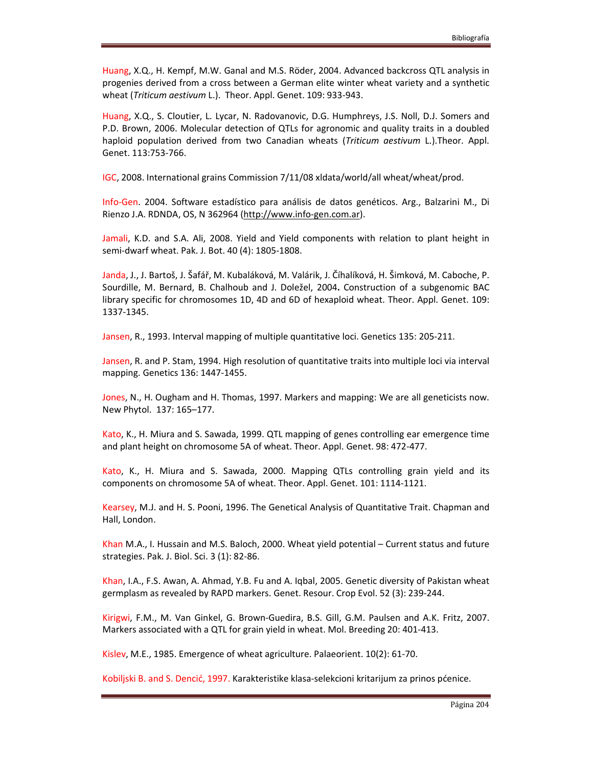Huang, X.Q., H. Kempf, M.W. Ganal and M.S. Röder, 2004. Advanced backcross QTL analysis in progenies derived from a cross between a German elite winter wheat variety and a synthetic wheat (*Triticum aestivum* L.). Theor. Appl. Genet. 109: 933-943.

Huang, X.Q., S. Cloutier, L. Lycar, N. Radovanovic, D.G. Humphreys, J.S. Noll, D.J. Somers and P.D. Brown, 2006. Molecular detection of QTLs for agronomic and quality traits in a doubled haploid population derived from two Canadian wheats (*Triticum aestivum* L.).Theor. Appl. Genet. 113:753-766.

IGC, 2008. International grains Commission 7/11/08 xldata/world/all wheat/wheat/prod.

Info-Gen. 2004. Software estadístico para análisis de datos genéticos. Arg., Balzarini M., Di Rienzo J.A. RDNDA, OS, N 362964 (http://www.info-gen.com.ar).

Jamali, K.D. and S.A. Ali, 2008. Yield and Yield components with relation to plant height in semi-dwarf wheat. Pak. J. Bot. 40 (4): 1805-1808.

Janda, J., J. Bartoš, J. Šafář, M. Kubaláková, M. Valárik, J. Číhalíková, H. Šimková, M. Caboche, P. Sourdille, M. Bernard, B. Chalhoub and J. Doležel, 2004**.** Construction of a subgenomic BAC library specific for chromosomes 1D, 4D and 6D of hexaploid wheat. Theor. Appl. Genet. 109: 1337-1345.

Jansen, R., 1993. Interval mapping of multiple quantitative loci. Genetics 135: 205-211.

Jansen, R. and P. Stam, 1994. High resolution of quantitative traits into multiple loci via interval mapping. Genetics 136: 1447-1455.

Jones, N., H. Ougham and H. Thomas, 1997. Markers and mapping: We are all geneticists now. New Phytol. 137: 165–177.

Kato, K., H. Miura and S. Sawada, 1999. QTL mapping of genes controlling ear emergence time and plant height on chromosome 5A of wheat. Theor. Appl. Genet. 98: 472-477.

Kato, K., H. Miura and S. Sawada, 2000. Mapping QTLs controlling grain yield and its components on chromosome 5A of wheat. Theor. Appl. Genet. 101: 1114-1121.

Kearsey, M.J. and H. S. Pooni, 1996. The Genetical Analysis of Quantitative Trait. Chapman and Hall, London.

Khan M.A., I. Hussain and M.S. Baloch, 2000. Wheat yield potential – Current status and future strategies. Pak. J. Biol. Sci. 3 (1): 82-86.

Khan, I.A., F.S. Awan, A. Ahmad, Y.B. Fu and A. Iqbal, 2005. Genetic diversity of Pakistan wheat germplasm as revealed by RAPD markers. Genet. Resour. Crop Evol. 52 (3): 239-244.

Kirigwi, F.M., M. Van Ginkel, G. Brown-Guedira, B.S. Gill, G.M. Paulsen and A.K. Fritz, 2007. Markers associated with a QTL for grain yield in wheat. Mol. Breeding 20: 401-413.

Kislev, M.E., 1985. Emergence of wheat agriculture. Palaeorient. 10(2): 61-70.

Kobiljski B. and S. Dencić, 1997. Karakteristike klasa-selekcioni kritarijum za prinos pćenice.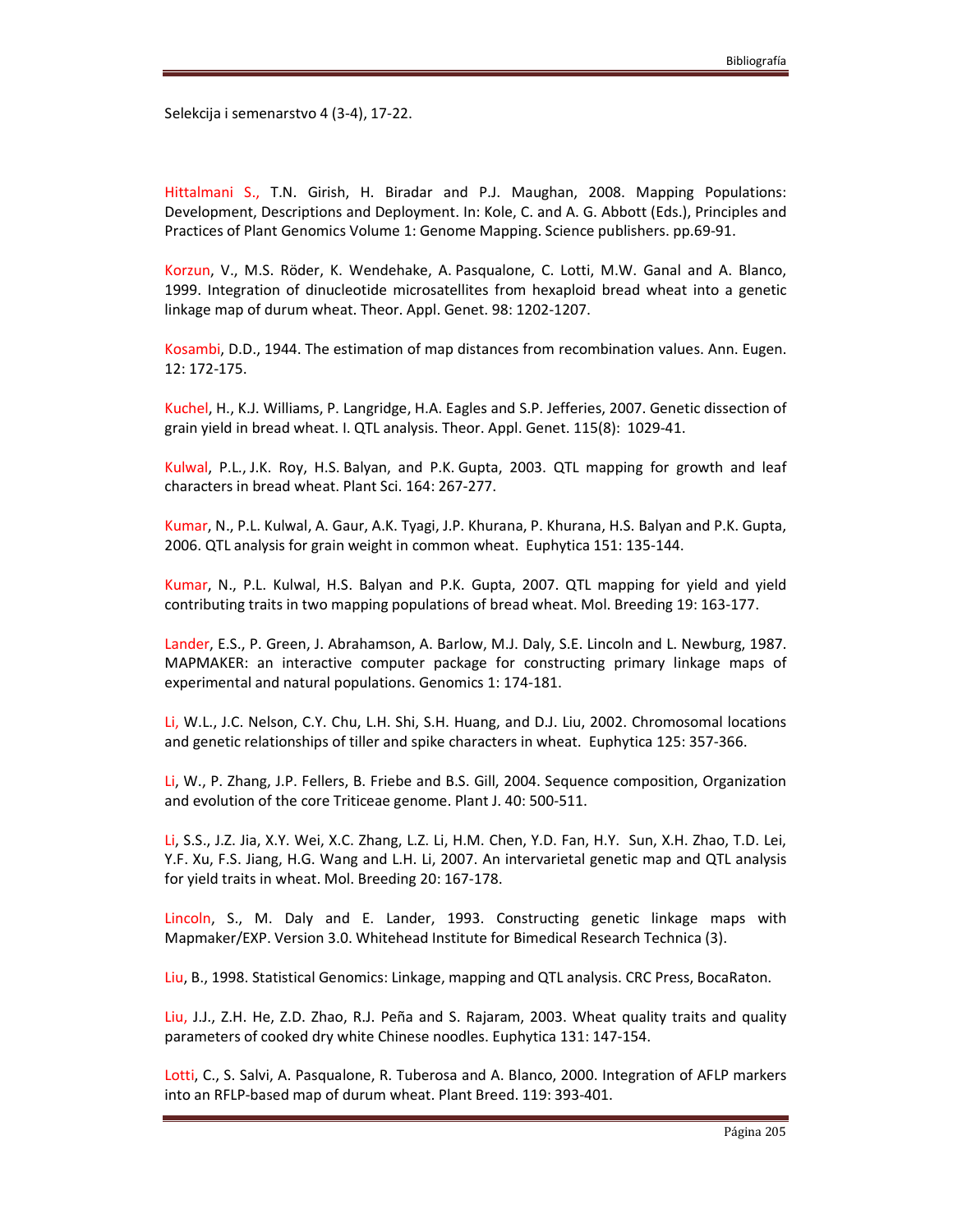Selekcija i semenarstvo 4 (3-4), 17-22.

Hittalmani S., T.N. Girish, H. Biradar and P.J. Maughan, 2008. Mapping Populations: Development, Descriptions and Deployment. In: Kole, C. and A. G. Abbott (Eds.), Principles and Practices of Plant Genomics Volume 1: Genome Mapping. Science publishers. pp.69-91.

Korzun, V., M.S. Röder, K. Wendehake, A. Pasqualone, C. Lotti, M.W. Ganal and A. Blanco, 1999. Integration of dinucleotide microsatellites from hexaploid bread wheat into a genetic linkage map of durum wheat. Theor. Appl. Genet. 98: 1202-1207.

Kosambi, D.D., 1944. The estimation of map distances from recombination values. Ann. Eugen. 12: 172-175.

Kuchel, H., K.J. Williams, P. Langridge, H.A. Eagles and S.P. Jefferies, 2007. Genetic dissection of grain yield in bread wheat. I. QTL analysis. Theor. Appl. Genet. 115(8): 1029-41.

Kulwal, P.L., J.K. Roy, H.S. Balyan, and P.K. Gupta, 2003. QTL mapping for growth and leaf characters in bread wheat. Plant Sci. 164: 267-277.

Kumar, N., P.L. Kulwal, A. Gaur, A.K. Tyagi, J.P. Khurana, P. Khurana, H.S. Balyan and P.K. Gupta, 2006. QTL analysis for grain weight in common wheat. Euphytica 151: 135-144.

Kumar, N., P.L. Kulwal, H.S. Balyan and P.K. Gupta, 2007. QTL mapping for yield and yield contributing traits in two mapping populations of bread wheat. Mol. Breeding 19: 163-177.

Lander, E.S., P. Green, J. Abrahamson, A. Barlow, M.J. Daly, S.E. Lincoln and L. Newburg, 1987. MAPMAKER: an interactive computer package for constructing primary linkage maps of experimental and natural populations. Genomics 1: 174-181.

Li, W.L., J.C. Nelson, C.Y. Chu, L.H. Shi, S.H. Huang, and D.J. Liu, 2002. Chromosomal locations and genetic relationships of tiller and spike characters in wheat. Euphytica 125: 357-366.

Li, W., P. Zhang, J.P. Fellers, B. Friebe and B.S. Gill, 2004. Sequence composition, Organization and evolution of the core Triticeae genome. Plant J. 40: 500-511.

Li, S.S., J.Z. Jia, X.Y. Wei, X.C. Zhang, L.Z. Li, H.M. Chen, Y.D. Fan, H.Y. Sun, X.H. Zhao, T.D. Lei, Y.F. Xu, F.S. Jiang, H.G. Wang and L.H. Li, 2007. An intervarietal genetic map and QTL analysis for yield traits in wheat. Mol. Breeding 20: 167-178.

Lincoln, S., M. Daly and E. Lander, 1993. Constructing genetic linkage maps with Mapmaker/EXP. Version 3.0. Whitehead Institute for Bimedical Research Technica (3).

Liu, B., 1998. Statistical Genomics: Linkage, mapping and QTL analysis. CRC Press, BocaRaton.

Liu, J.J., Z.H. He, Z.D. Zhao, R.J. Peña and S. Rajaram, 2003. Wheat quality traits and quality parameters of cooked dry white Chinese noodles. Euphytica 131: 147-154.

Lotti, C., S. Salvi, A. Pasqualone, R. Tuberosa and A. Blanco, 2000. Integration of AFLP markers into an RFLP-based map of durum wheat. Plant Breed. 119: 393-401.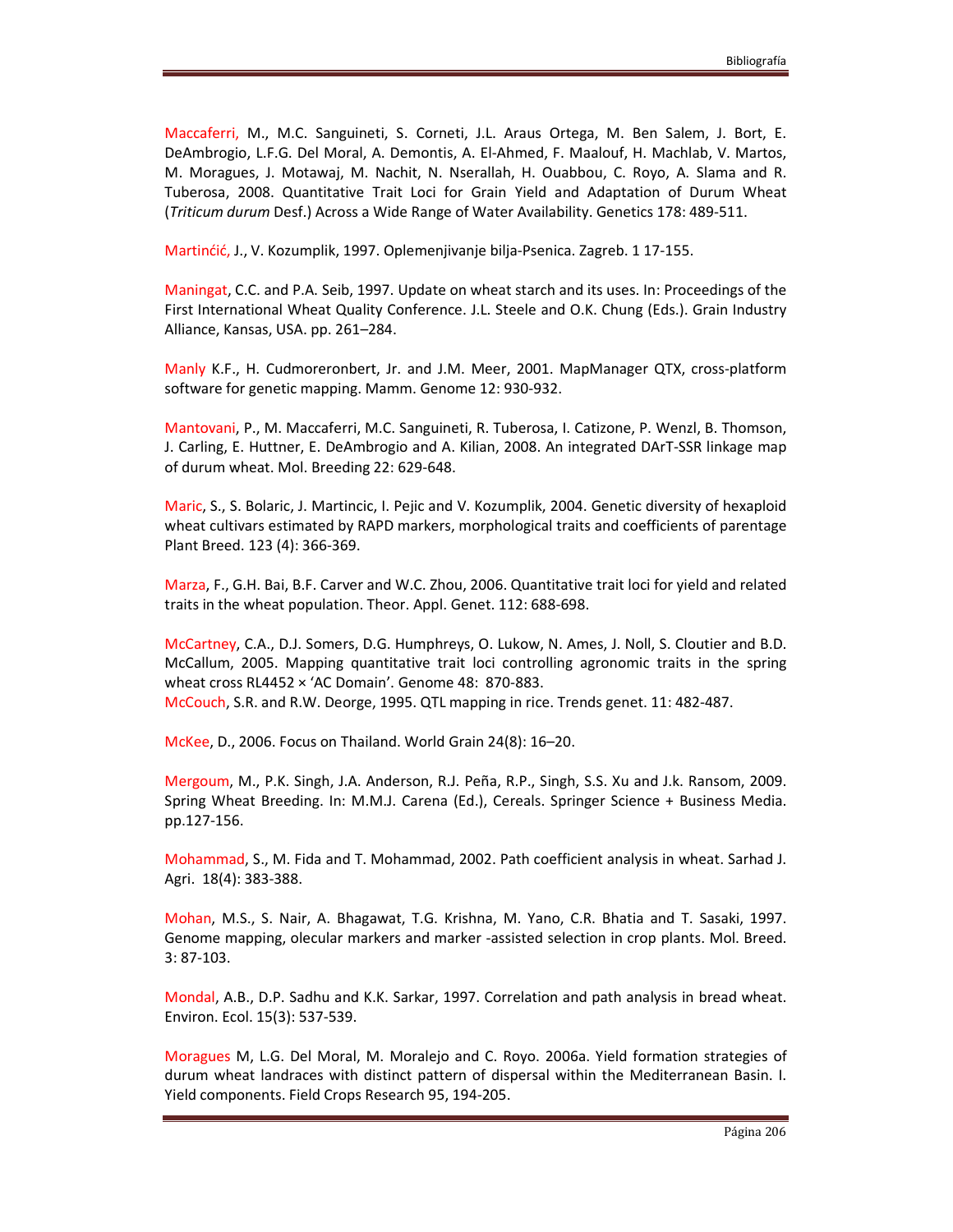Maccaferri, M., M.C. Sanguineti, S. Corneti, J.L. Araus Ortega, M. Ben Salem, J. Bort, E. DeAmbrogio, L.F.G. Del Moral, A. Demontis, A. El-Ahmed, F. Maalouf, H. Machlab, V. Martos, M. Moragues, J. Motawaj, M. Nachit, N. Nserallah, H. Ouabbou, C. Royo, A. Slama and R. Tuberosa, 2008. Quantitative Trait Loci for Grain Yield and Adaptation of Durum Wheat (*Triticum durum* Desf.) Across a Wide Range of Water Availability. Genetics 178: 489-511.

Martinćić, J., V. Kozumplik, 1997. Oplemenjivanje bilja-Psenica. Zagreb. 1 17-155.

Maningat, C.C. and P.A. Seib, 1997. Update on wheat starch and its uses. In: Proceedings of the First International Wheat Quality Conference. J.L. Steele and O.K. Chung (Eds.). Grain Industry Alliance, Kansas, USA. pp. 261–284.

Manly K.F., H. Cudmoreronbert, Jr. and J.M. Meer, 2001. MapManager QTX, cross-platform software for genetic mapping. Mamm. Genome 12: 930-932.

Mantovani, P., M. Maccaferri, M.C. Sanguineti, R. Tuberosa, I. Catizone, P. Wenzl, B. Thomson, J. Carling, E. Huttner, E. DeAmbrogio and A. Kilian, 2008. An integrated DArT-SSR linkage map of durum wheat. Mol. Breeding 22: 629-648.

Maric, S., S. Bolaric, J. Martincic, I. Pejic and V. Kozumplik, 2004. Genetic diversity of hexaploid wheat cultivars estimated by RAPD markers, morphological traits and coefficients of parentage Plant Breed. 123 (4): 366-369.

Marza, F., G.H. Bai, B.F. Carver and W.C. Zhou, 2006. Quantitative trait loci for yield and related traits in the wheat population. Theor. Appl. Genet. 112: 688-698.

McCartney, C.A., D.J. Somers, D.G. Humphreys, O. Lukow, N. Ames, J. Noll, S. Cloutier and B.D. McCallum, 2005. Mapping quantitative trait loci controlling agronomic traits in the spring wheat cross RL4452 × 'AC Domain'. Genome 48: 870-883.

McCouch, S.R. and R.W. Deorge, 1995. QTL mapping in rice. Trends genet. 11: 482-487.

McKee, D., 2006. Focus on Thailand. World Grain 24(8): 16–20.

Mergoum, M., P.K. Singh, J.A. Anderson, R.J. Peña, R.P., Singh, S.S. Xu and J.k. Ransom, 2009. Spring Wheat Breeding. In: M.M.J. Carena (Ed.), Cereals. Springer Science + Business Media. pp.127-156.

Mohammad, S., M. Fida and T. Mohammad, 2002. Path coefficient analysis in wheat. Sarhad J. Agri. 18(4): 383-388.

Mohan, M.S., S. Nair, A. Bhagawat, T.G. Krishna, M. Yano, C.R. Bhatia and T. Sasaki, 1997. Genome mapping, olecular markers and marker -assisted selection in crop plants. Mol. Breed. 3: 87-103.

Mondal, A.B., D.P. Sadhu and K.K. Sarkar, 1997. Correlation and path analysis in bread wheat. Environ. Ecol. 15(3): 537-539.

Moragues M, L.G. Del Moral, M. Moralejo and C. Royo. 2006a. Yield formation strategies of durum wheat landraces with distinct pattern of dispersal within the Mediterranean Basin. I. Yield components. Field Crops Research 95, 194-205.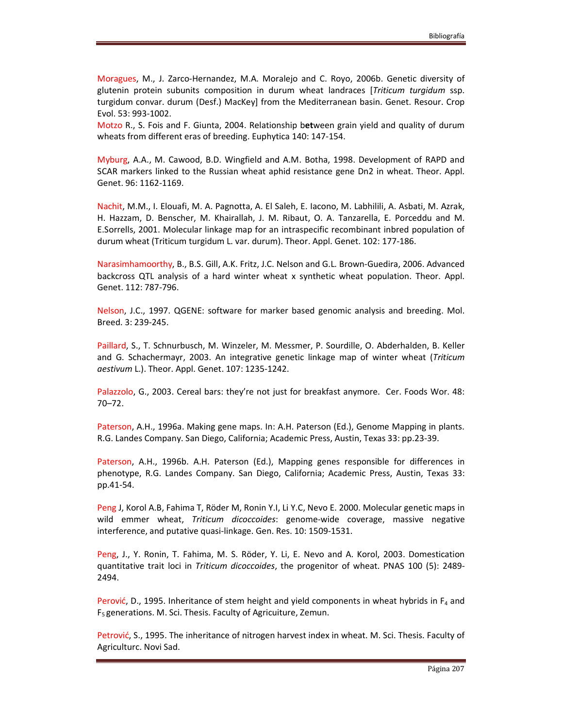Moragues, M., J. Zarco-Hernandez, M.A. Moralejo and C. Royo, 2006b. Genetic diversity of glutenin protein subunits composition in durum wheat landraces [*Triticum turgidum* ssp. turgidum convar. durum (Desf.) MacKey] from the Mediterranean basin. Genet. Resour. Crop Evol. 53: 993-1002.

Motzo R., S. Fois and F. Giunta, 2004. Relationship b**et**ween grain yield and quality of durum wheats from different eras of breeding. Euphytica 140: 147-154.

Myburg, A.A., M. Cawood, B.D. Wingfield and A.M. Botha, 1998. Development of RAPD and SCAR markers linked to the Russian wheat aphid resistance gene Dn2 in wheat. Theor. Appl. Genet. 96: 1162-1169.

Nachit, M.M., I. Elouafi, M. A. Pagnotta, A. El Saleh, E. Iacono, M. Labhilili, A. Asbati, M. Azrak, H. Hazzam, D. Benscher, M. Khairallah, J. M. Ribaut, O. A. Tanzarella, E. Porceddu and M. E.Sorrells, 2001. Molecular linkage map for an intraspecific recombinant inbred population of durum wheat (Triticum turgidum L. var. durum). Theor. Appl. Genet. 102: 177-186.

Narasimhamoorthy, B., B.S. Gill, A.K. Fritz, J.C. Nelson and G.L. Brown-Guedira, 2006. Advanced backcross QTL analysis of a hard winter wheat x synthetic wheat population. Theor. Appl. Genet. 112: 787-796.

Nelson, J.C., 1997. QGENE: software for marker based genomic analysis and breeding. Mol. Breed. 3: 239-245.

Paillard, S., T. Schnurbusch, M. Winzeler, M. Messmer, P. Sourdille, O. Abderhalden, B. Keller and G. Schachermayr, 2003. An integrative genetic linkage map of winter wheat (*Triticum aestivum* L.). Theor. Appl. Genet. 107: 1235-1242.

Palazzolo, G., 2003. Cereal bars: they're not just for breakfast anymore. Cer. Foods Wor. 48: 70–72.

Paterson, A.H., 1996a. Making gene maps. In: A.H. Paterson (Ed.), Genome Mapping in plants. R.G. Landes Company. San Diego, California; Academic Press, Austin, Texas 33: pp.23-39.

Paterson, A.H., 1996b. A.H. Paterson (Ed.), Mapping genes responsible for differences in phenotype, R.G. Landes Company. San Diego, California; Academic Press, Austin, Texas 33: pp.41-54.

Peng J, Korol A.B, Fahima T, Röder M, Ronin Y.I, Li Y.C, Nevo E. 2000. Molecular genetic maps in wild emmer wheat, *Triticum dicoccoides*: genome-wide coverage, massive negative interference, and putative quasi-linkage. Gen. Res. 10: 1509-1531.

Peng, J., Y. Ronin, T. Fahima, M. S. Röder, Y. Li, E. Nevo and A. Korol, 2003. Domestication quantitative trait loci in *Triticum dicoccoides*, the progenitor of wheat. PNAS 100 (5): 2489-2494.

Perović, D., 1995. Inheritance of stem height and yield components in wheat hybrids in $F_4$ and $F_5$ generations. M. Sci. Thesis. Faculty of Agricuiture, Zemun.

Petrović, S., 1995. The inheritance of nitrogen harvest index in wheat. M. Sci. Thesis. Faculty of Agriculturc. Novi Sad.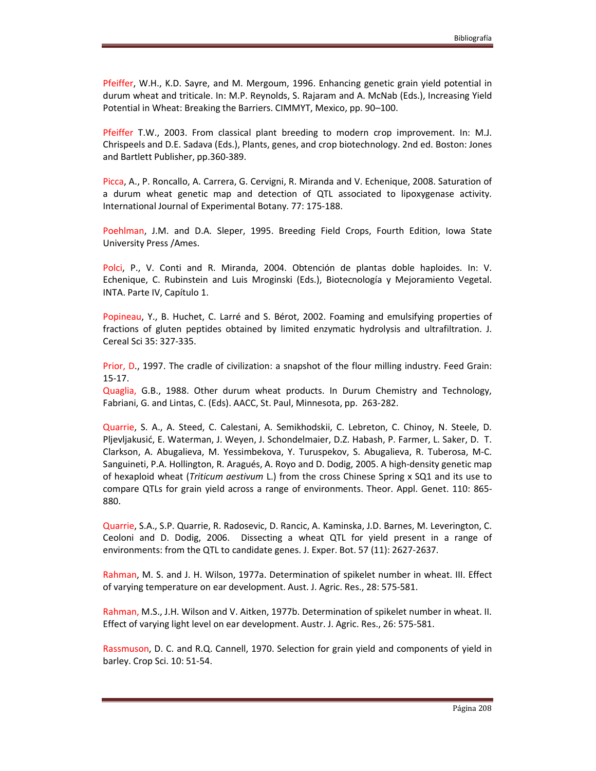Pfeiffer, W.H., K.D. Sayre, and M. Mergoum, 1996. Enhancing genetic grain yield potential in durum wheat and triticale. In: M.P. Reynolds, S. Rajaram and A. McNab (Eds.), Increasing Yield Potential in Wheat: Breaking the Barriers. CIMMYT, Mexico, pp. 90–100.

Pfeiffer T.W., 2003. From classical plant breeding to modern crop improvement. In: M.J. Chrispeels and D.E. Sadava (Eds.), Plants, genes, and crop biotechnology. 2nd ed. Boston: Jones and Bartlett Publisher, pp.360-389.

Picca, A., P. Roncallo, A. Carrera, G. Cervigni, R. Miranda and V. Echenique, 2008. Saturation of a durum wheat genetic map and detection of QTL associated to lipoxygenase activity. International Journal of Experimental Botany. 77: 175-188.

Poehlman, J.M. and D.A. Sleper, 1995. Breeding Field Crops, Fourth Edition, Iowa State University Press /Ames.

Polci, P., V. Conti and R. Miranda, 2004. Obtención de plantas doble haploides. In: V. Echenique, C. Rubinstein and Luis Mroginski (Eds.), Biotecnología y Mejoramiento Vegetal. INTA. Parte IV, Capítulo 1.

Popineau, Y., B. Huchet, C. Larré and S. Bérot, 2002. Foaming and emulsifying properties of fractions of gluten peptides obtained by limited enzymatic hydrolysis and ultrafiltration. J. Cereal Sci 35: 327-335.

Prior, D., 1997. The cradle of civilization: a snapshot of the flour milling industry. Feed Grain: 15-17.

Quaglia, G.B., 1988. Other durum wheat products. In Durum Chemistry and Technology, Fabriani, G. and Lintas, C. (Eds). AACC, St. Paul, Minnesota, pp. 263-282.

Quarrie, S. A., A. Steed, C. Calestani, A. Semikhodskii, C. Lebreton, C. Chinoy, N. Steele, D. Pljevljakusić, E. Waterman, J. Weyen, J. Schondelmaier, D.Z. Habash, P. Farmer, L. Saker, D. T. Clarkson, A. Abugalieva, M. Yessimbekova, Y. Turuspekov, S. Abugalieva, R. Tuberosa, M-C. Sanguineti, P.A. Hollington, R. Aragués, A. Royo and D. Dodig, 2005. A high-density genetic map of hexaploid wheat (*Triticum aestivum* L.) from the cross Chinese Spring x SQ1 and its use to compare QTLs for grain yield across a range of environments. Theor. Appl. Genet. 110: 865-880.

Quarrie, S.A., S.P. Quarrie, R. Radosevic, D. Rancic, A. Kaminska, J.D. Barnes, M. Leverington, C. Ceoloni and D. Dodig, 2006. Dissecting a wheat QTL for yield present in a range of environments: from the QTL to candidate genes. J. Exper. Bot. 57 (11): 2627-2637.

Rahman, M. S. and J. H. Wilson, 1977a. Determination of spikelet number in wheat. III. Effect of varying temperature on ear development. Aust. J. Agric. Res., 28: 575-581.

Rahman, M.S., J.H. Wilson and V. Aitken, 1977b. Determination of spikelet number in wheat. II. Effect of varying light level on ear development. Austr. J. Agric. Res., 26: 575-581.

Rassmuson, D. C. and R.Q. Cannell, 1970. Selection for grain yield and components of yield in barley. Crop Sci. 10: 51-54.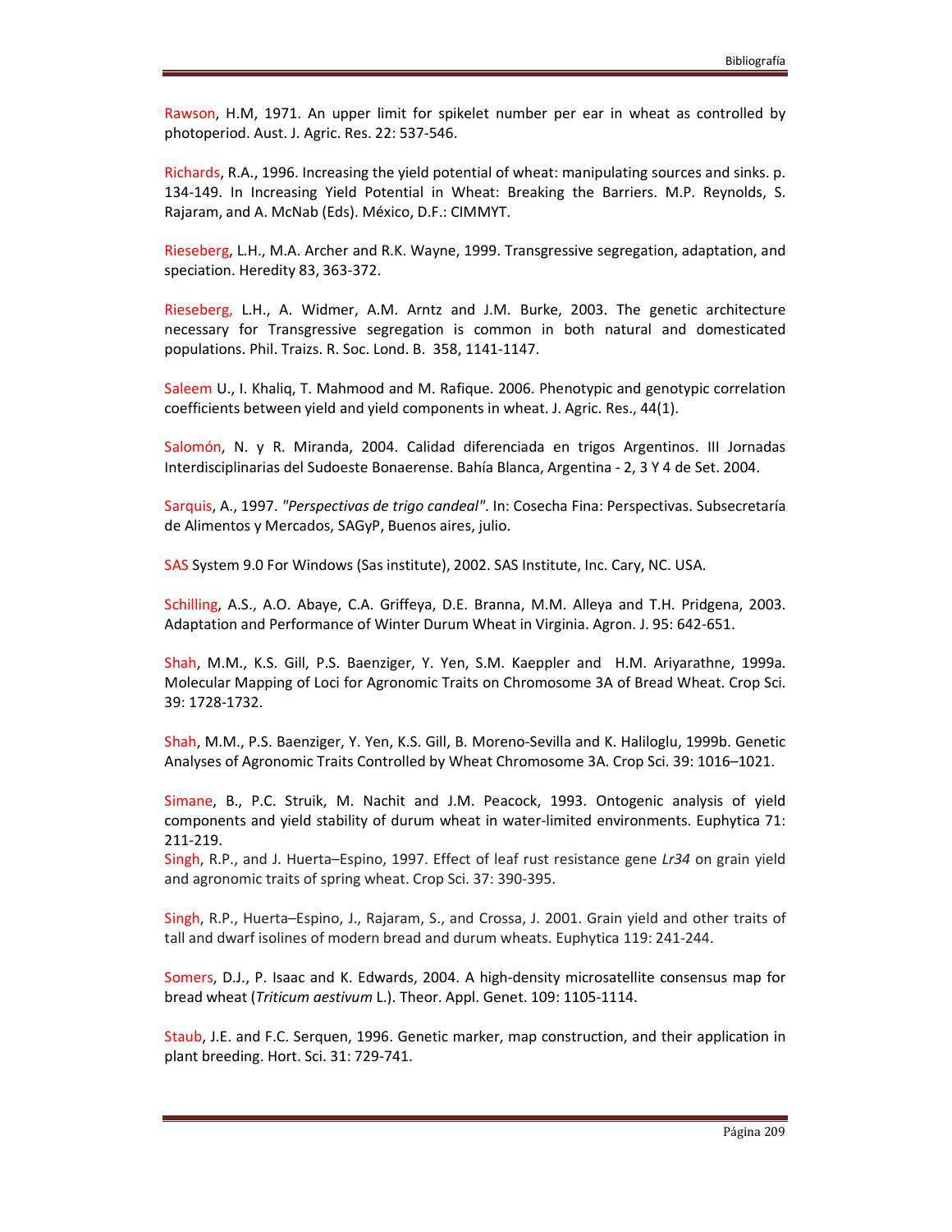Rawson, H.M, 1971. An upper limit for spikelet number per ear in wheat as controlled by photoperiod. Aust. J. Agric. Res. 22: 537-546.

Richards, R.A., 1996. Increasing the yield potential of wheat: manipulating sources and sinks. p. 134-149. In Increasing Yield Potential in Wheat: Breaking the Barriers. M.P. Reynolds, S. Rajaram, and A. McNab (Eds). México, D.F.: CIMMYT.

Rieseberg, L.H., M.A. Archer and R.K. Wayne, 1999. Transgressive segregation, adaptation, and speciation. Heredity 83, 363-372.

Rieseberg, L.H., A. Widmer, A.M. Arntz and J.M. Burke, 2003. The genetic architecture necessary for Transgressive segregation is common in both natural and domesticated populations. Phil. Traizs. R. Soc. Lond. B. 358, 1141-1147.

Saleem U., I. Khaliq, T. Mahmood and M. Rafique. 2006. Phenotypic and genotypic correlation coefficients between yield and yield components in wheat. J. Agric. Res., 44(1).

Salomón, N. y R. Miranda, 2004. Calidad diferenciada en trigos Argentinos. III Jornadas Interdisciplinarias del Sudoeste Bonaerense. Bahía Blanca, Argentina - 2, 3 Y 4 de Set. 2004.

Sarquis, A., 1997. *"Perspectivas de trigo candeal"*. In: Cosecha Fina: Perspectivas. Subsecretaría de Alimentos y Mercados, SAGyP, Buenos aires, julio.

SAS System 9.0 For Windows (Sas institute), 2002. SAS Institute, Inc. Cary, NC. USA.

Schilling, A.S., A.O. Abaye, C.A. Griffeya, D.E. Branna, M.M. Alleya and T.H. Pridgena, 2003. Adaptation and Performance of Winter Durum Wheat in Virginia. Agron. J. 95: 642-651.

Shah, M.M., K.S. Gill, P.S. Baenziger, Y. Yen, S.M. Kaeppler and H.M. Ariyarathne, 1999a. Molecular Mapping of Loci for Agronomic Traits on Chromosome 3A of Bread Wheat. Crop Sci. 39: 1728-1732.

Shah, M.M., P.S. Baenziger, Y. Yen, K.S. Gill, B. Moreno-Sevilla and K. Haliloglu, 1999b. Genetic Analyses of Agronomic Traits Controlled by Wheat Chromosome 3A. Crop Sci. 39: 1016–1021.

Simane, B., P.C. Struik, M. Nachit and J.M. Peacock, 1993. Ontogenic analysis of yield components and yield stability of durum wheat in water-limited environments. Euphytica 71: 211-219.

Singh, R.P., and J. Huerta–Espino, 1997. Effect of leaf rust resistance gene *Lr34* on grain yield and agronomic traits of spring wheat. Crop Sci. 37: 390-395.

Singh, R.P., Huerta–Espino, J., Rajaram, S., and Crossa, J. 2001. Grain yield and other traits of tall and dwarf isolines of modern bread and durum wheats. Euphytica 119: 241-244.

Somers, D.J., P. Isaac and K. Edwards, 2004. A high-density microsatellite consensus map for bread wheat (*Triticum aestivum* L.). Theor. Appl. Genet. 109: 1105-1114.

Staub, J.E. and F.C. Serquen, 1996. Genetic marker, map construction, and their application in plant breeding. Hort. Sci. 31: 729-741.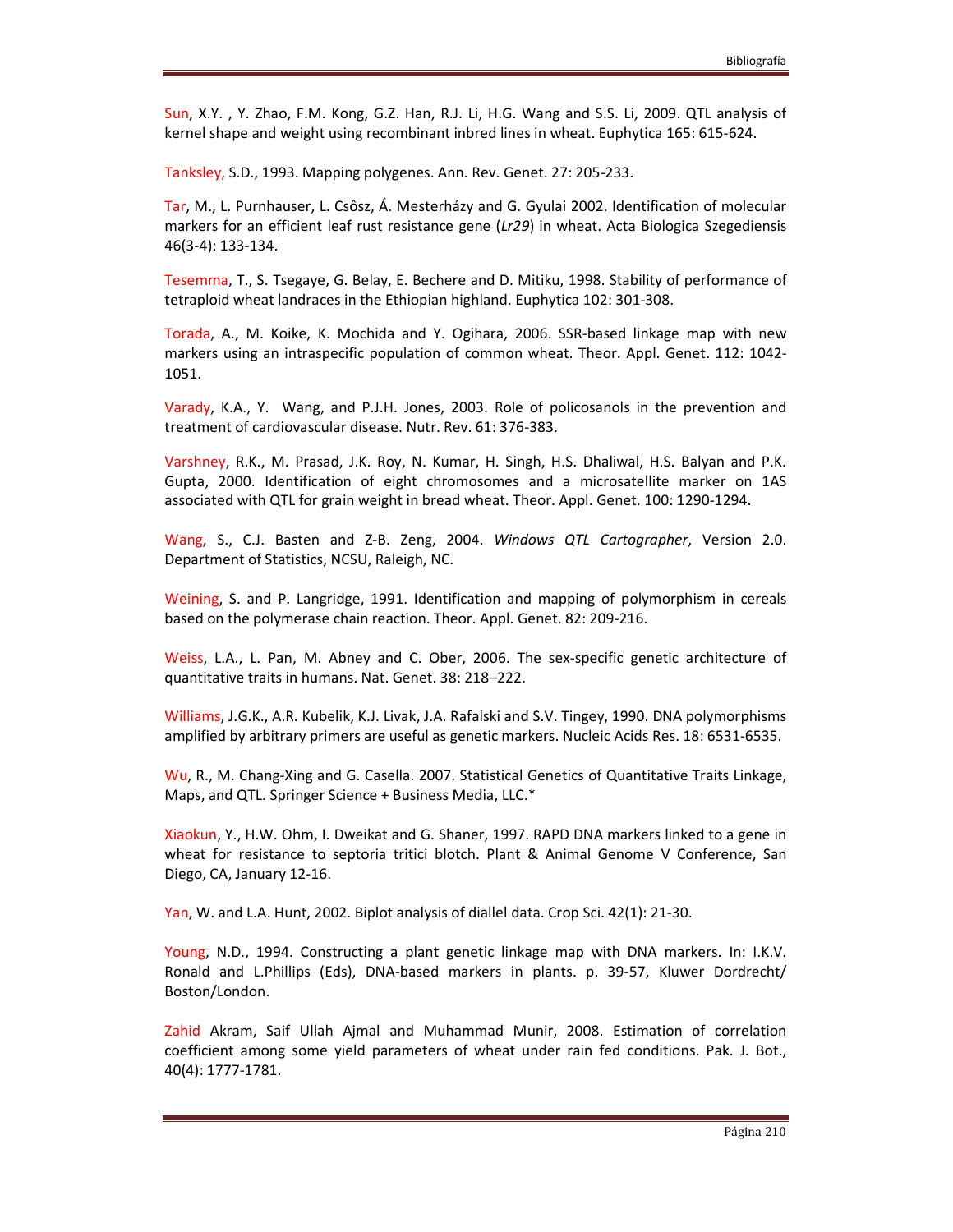Sun, X.Y. , Y. Zhao, F.M. Kong, G.Z. Han, R.J. Li, H.G. Wang and S.S. Li, 2009. QTL analysis of kernel shape and weight using recombinant inbred lines in wheat. Euphytica 165: 615-624.

Tanksley, S.D., 1993. Mapping polygenes. Ann. Rev. Genet. 27: 205-233.

Tar, M., L. Purnhauser, L. Csôsz, Á. Mesterházy and G. Gyulai 2002. Identification of molecular markers for an efficient leaf rust resistance gene (*Lr29*) in wheat. Acta Biologica Szegediensis 46(3-4): 133-134.

Tesemma, T., S. Tsegaye, G. Belay, E. Bechere and D. Mitiku, 1998. Stability of performance of tetraploid wheat landraces in the Ethiopian highland. Euphytica 102: 301-308.

Torada, A., M. Koike, K. Mochida and Y. Ogihara, 2006. SSR-based linkage map with new markers using an intraspecific population of common wheat. Theor. Appl. Genet. 112: 1042-1051.

Varady, K.A., Y. Wang, and P.J.H. Jones, 2003. Role of policosanols in the prevention and treatment of cardiovascular disease. Nutr. Rev. 61: 376-383.

Varshney, R.K., M. Prasad, J.K. Roy, N. Kumar, H. Singh, H.S. Dhaliwal, H.S. Balyan and P.K. Gupta, 2000. Identification of eight chromosomes and a microsatellite marker on 1AS associated with QTL for grain weight in bread wheat. Theor. Appl. Genet. 100: 1290-1294.

Wang, S., C.J. Basten and Z-B. Zeng, 2004. *Windows QTL Cartographer*, Version 2.0. Department of Statistics, NCSU, Raleigh, NC.

Weining, S. and P. Langridge, 1991. Identification and mapping of polymorphism in cereals based on the polymerase chain reaction. Theor. Appl. Genet. 82: 209-216.

Weiss, L.A., L. Pan, M. Abney and C. Ober, 2006. The sex-specific genetic architecture of quantitative traits in humans. Nat. Genet. 38: 218–222.

Williams, J.G.K., A.R. Kubelik, K.J. Livak, J.A. Rafalski and S.V. Tingey, 1990. DNA polymorphisms amplified by arbitrary primers are useful as genetic markers. Nucleic Acids Res. 18: 6531-6535.

Wu, R., M. Chang-Xing and G. Casella. 2007. Statistical Genetics of Quantitative Traits Linkage, Maps, and QTL. Springer Science + Business Media, LLC.*

Xiaokun, Y., H.W. Ohm, I. Dweikat and G. Shaner, 1997. RAPD DNA markers linked to a gene in wheat for resistance to septoria tritici blotch. Plant & Animal Genome V Conference, San Diego, CA, January 12-16.

Yan, W. and L.A. Hunt, 2002. Biplot analysis of diallel data. Crop Sci. 42(1): 21-30.

Young, N.D., 1994. Constructing a plant genetic linkage map with DNA markers. In: I.K.V. Ronald and L.Phillips (Eds), DNA-based markers in plants. p. 39-57, Kluwer Dordrecht/ Boston/London.

Zahid Akram, Saif Ullah Ajmal and Muhammad Munir, 2008. Estimation of correlation coefficient among some yield parameters of wheat under rain fed conditions. Pak. J. Bot., 40(4): 1777-1781.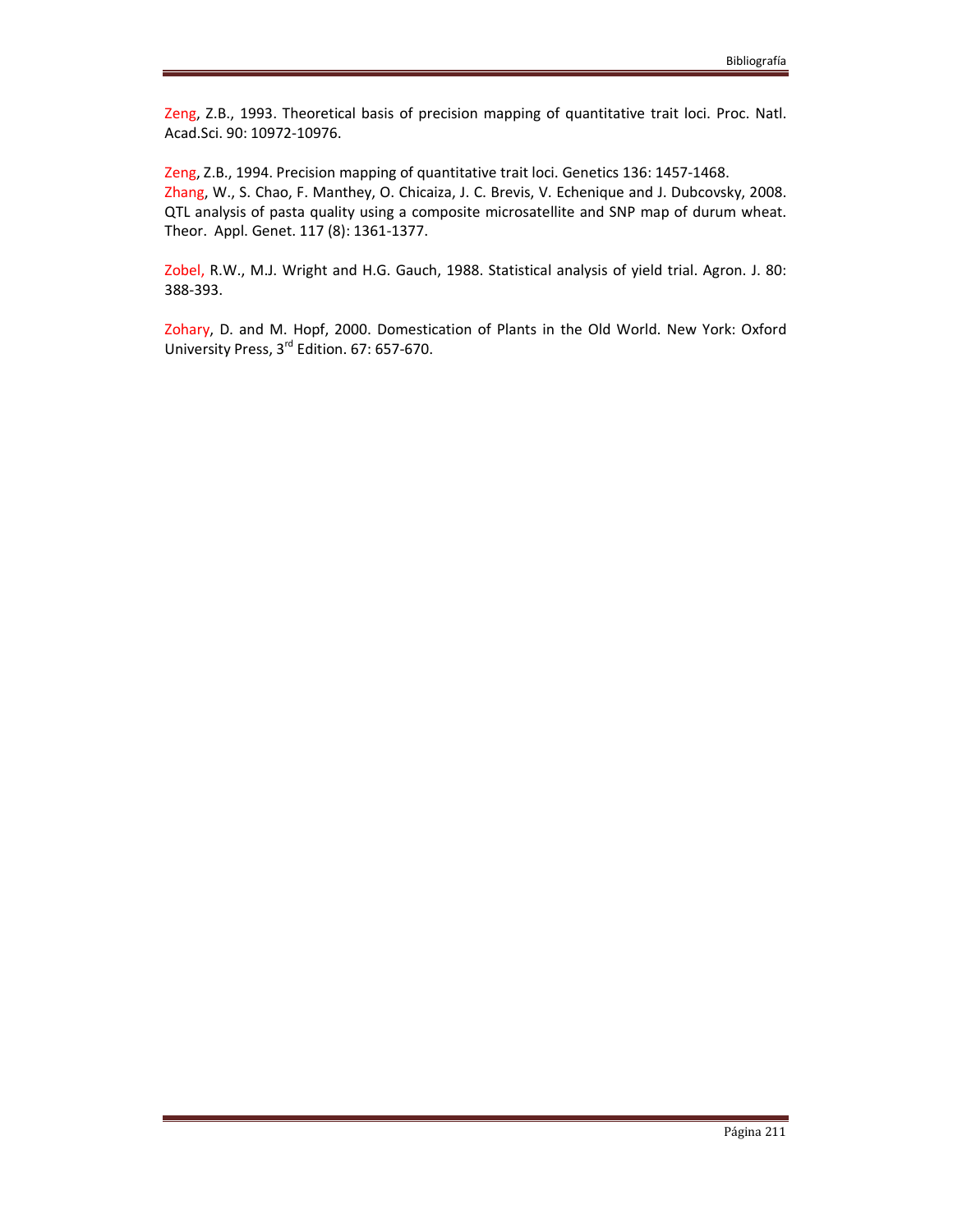Zeng, Z.B., 1993. Theoretical basis of precision mapping of quantitative trait loci. Proc. Natl. Acad.Sci. 90: 10972-10976.

Zeng, Z.B., 1994. Precision mapping of quantitative trait loci. Genetics 136: 1457-1468.

Zhang, W., S. Chao, F. Manthey, O. Chicaiza, J. C. Brevis, V. Echenique and J. Dubcovsky, 2008. QTL analysis of pasta quality using a composite microsatellite and SNP map of durum wheat. Theor. Appl. Genet. 117 (8): 1361-1377.

Zobel, R.W., M.J. Wright and H.G. Gauch, 1988. Statistical analysis of yield trial. Agron. J. 80: 388-393.

Zohary, D. and M. Hopf, 2000. Domestication of Plants in the Old World. New York: Oxford University Press, 3rd Edition. 67: 657-670.